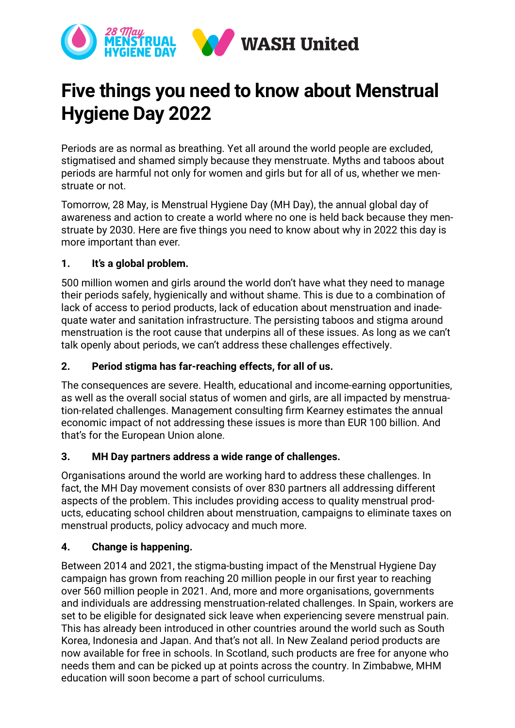# Five things you need to know about Menstrual Hygiene Day 2022

Periods are as normal as breathing. Yet all around the world people are excluded, stigmatised and shamed simply because they menstruate. Myths and taboos about periods are harmful not only for women and girls but for all of us, whether we menstruate or not.

Tomorrow, 28 May, is Menstrual Hygiene Day (MH Day), the annual global day of awareness and action to create a world where no one is held back because they menstruate by 2030. Here are five things you need to know about why in 2022 this day is more important than ever.

**1. It's a global problem.**

500 million women and girls around the world don't have what they need to manage their periods safely, hygienically and without shame. This is due to a combination of lack of access to period products, lack of education about menstruation and inadequate water and sanitation infrastructure. The persisting taboos and stigma around menstruation is the root cause that underpins all of these issues. As long as we can't talk openly about periods, we can't address these challenges effectively.

**2. Period stigma has far-reaching effects, for all of us.**

The consequences are severe. Health, educational and income-earning opportunities, as well as the overall social status of women and girls, are all impacted by menstruation-related challenges. Management consulting firm Kearney estimates the annual economic impact of not addressing these issues is more than EUR 100 billion. And that's for the European Union alone.

**3. MH Day partners address a wide range of challenges.**

Organisations around the world are working hard to address these challenges. In fact, the MH Day movement consists of over 830 partners all addressing different aspects of the problem. This includes providing access to quality menstrual products, educating school children about menstruation, campaigns to eliminate taxes on menstrual products, policy advocacy and much more.

**4. Change is happening.**

Between 2014 and 2021, the stigma-busting impact of the Menstrual Hygiene Day campaign has grown from reaching 20 million people in our first year to reaching over 560 million people in 2021. And, more and more organisations, governments and individuals are addressing menstruation-related challenges. In Spain, workers are set to be eligible for designated sick leave when experiencing severe menstrual pain. This has already been introduced in other countries around the world such as South Korea, Indonesia and Japan. And that's not all. In New Zealand period products are now available for free in schools. In Scotland, such products are free for anyone who needs them and can be picked up at points across the country. In Zimbabwe, MHM education will soon become a part of school curriculums.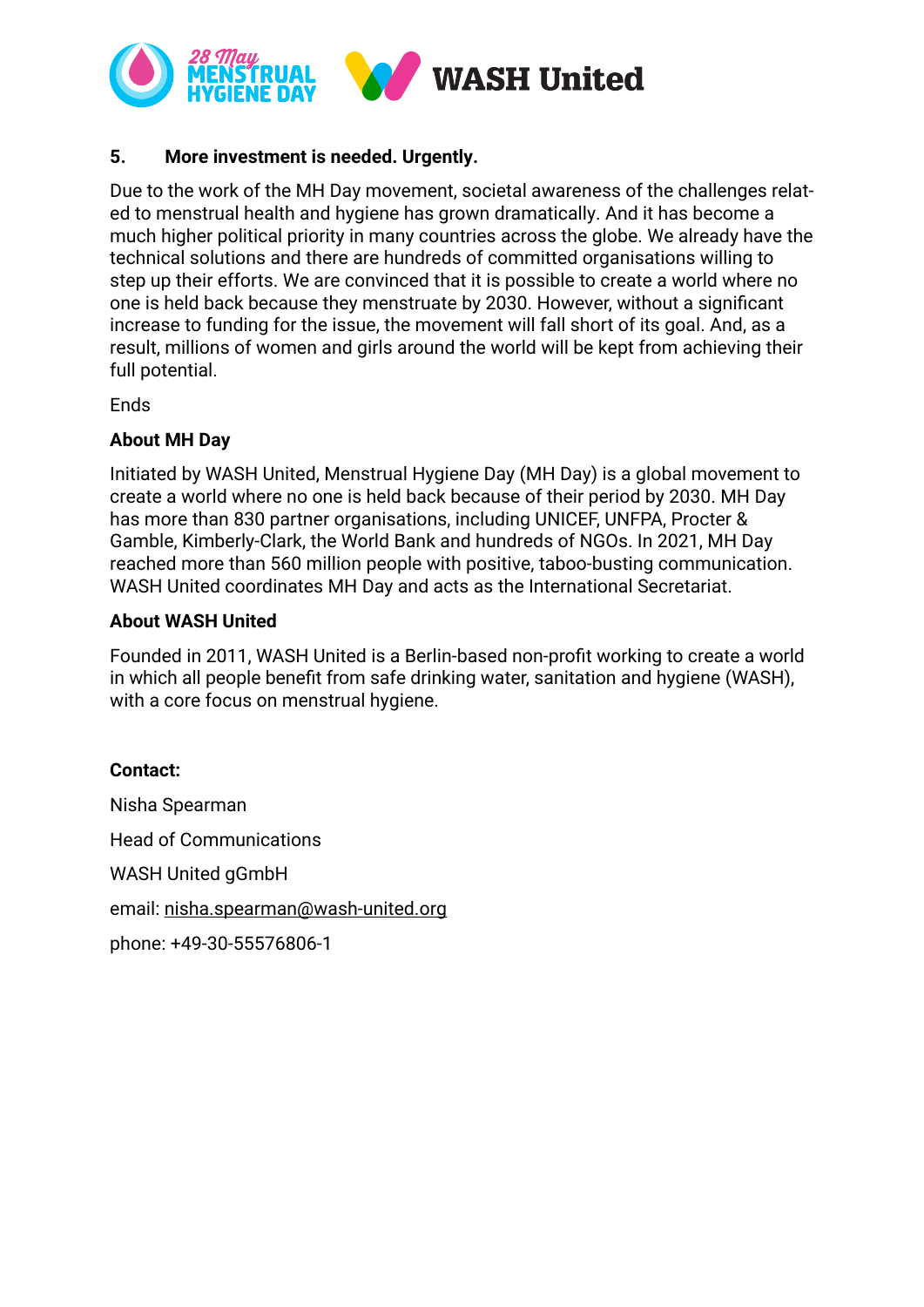### 5. More investment is needed. Urgently.

Due to the work of the MH Day movement, societal awareness of the challenges related to menstrual health and hygiene has grown dramatically. And it has become a much higher political priority in many countries across the globe. We already have the technical solutions and there are hundreds of committed organisations willing to step up their efforts. We are convinced that it is possible to create a world where no one is held back because they menstruate by 2030. However, without a significant increase to funding for the issue, the movement will fall short of its goal. And, as a result, millions of women and girls around the world will be kept from achieving their full potential.

Ends

**About MH Day**

Initiated by WASH United, Menstrual Hygiene Day (MH Day) is a global movement to create a world where no one is held back because of their period by 2030. MH Day has more than 830 partner organisations, including UNICEF, UNFPA, Procter & Gamble, Kimberly-Clark, the World Bank and hundreds of NGOs. In 2021, MH Day reached more than 560 million people with positive, taboo-busting communication. WASH United coordinates MH Day and acts as the International Secretariat.

**About WASH United**

Founded in 2011, WASH United is a Berlin-based non-profit working to create a world in which all people benefit from safe drinking water, sanitation and hygiene (WASH), with a core focus on menstrual hygiene.

**Contact:**

Nisha Spearman

Head of Communications

WASH United gGmbH

email: nisha.spearman@wash-united.org

phone: +49-30-55576806-1